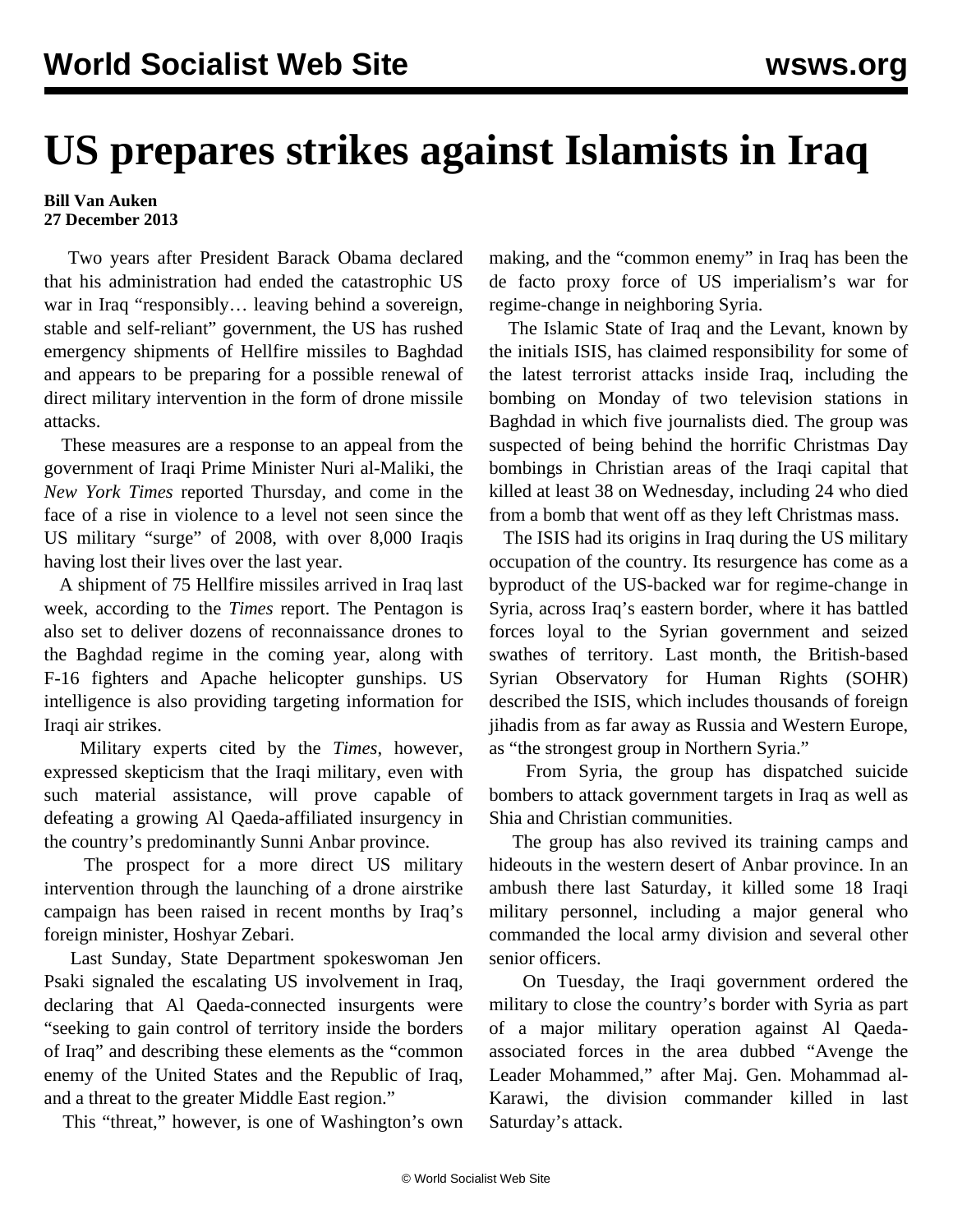# US prepares strikes against Islamists in Iraq

**Bill Van Auken**
**27 December 2013**

Two years after President Barack Obama declared that his administration had ended the catastrophic US war in Iraq "responsibly… leaving behind a sovereign, stable and self-reliant" government, the US has rushed emergency shipments of Hellfire missiles to Baghdad and appears to be preparing for a possible renewal of direct military intervention in the form of drone missile attacks.

These measures are a response to an appeal from the government of Iraqi Prime Minister Nuri al-Maliki, the *New York Times* reported Thursday, and come in the face of a rise in violence to a level not seen since the US military "surge" of 2008, with over 8,000 Iraqis having lost their lives over the last year.

A shipment of 75 Hellfire missiles arrived in Iraq last week, according to the *Times* report. The Pentagon is also set to deliver dozens of reconnaissance drones to the Baghdad regime in the coming year, along with F-16 fighters and Apache helicopter gunships. US intelligence is also providing targeting information for Iraqi air strikes.

Military experts cited by the *Times*, however, expressed skepticism that the Iraqi military, even with such material assistance, will prove capable of defeating a growing Al Qaeda-affiliated insurgency in the country's predominantly Sunni Anbar province.

The prospect for a more direct US military intervention through the launching of a drone airstrike campaign has been raised in recent months by Iraq's foreign minister, Hoshyar Zebari.

Last Sunday, State Department spokeswoman Jen Psaki signaled the escalating US involvement in Iraq, declaring that Al Qaeda-connected insurgents were "seeking to gain control of territory inside the borders of Iraq" and describing these elements as the "common enemy of the United States and the Republic of Iraq, and a threat to the greater Middle East region."

This "threat," however, is one of Washington's own making, and the "common enemy" in Iraq has been the de facto proxy force of US imperialism's war for regime-change in neighboring Syria.

The Islamic State of Iraq and the Levant, known by the initials ISIS, has claimed responsibility for some of the latest terrorist attacks inside Iraq, including the bombing on Monday of two television stations in Baghdad in which five journalists died. The group was suspected of being behind the horrific Christmas Day bombings in Christian areas of the Iraqi capital that killed at least 38 on Wednesday, including 24 who died from a bomb that went off as they left Christmas mass.

The ISIS had its origins in Iraq during the US military occupation of the country. Its resurgence has come as a byproduct of the US-backed war for regime-change in Syria, across Iraq's eastern border, where it has battled forces loyal to the Syrian government and seized swathes of territory. Last month, the British-based Syrian Observatory for Human Rights (SOHR) described the ISIS, which includes thousands of foreign jihadis from as far away as Russia and Western Europe, as "the strongest group in Northern Syria."

From Syria, the group has dispatched suicide bombers to attack government targets in Iraq as well as Shia and Christian communities.

The group has also revived its training camps and hideouts in the western desert of Anbar province. In an ambush there last Saturday, it killed some 18 Iraqi military personnel, including a major general who commanded the local army division and several other senior officers.

On Tuesday, the Iraqi government ordered the military to close the country's border with Syria as part of a major military operation against Al Qaeda-associated forces in the area dubbed "Avenge the Leader Mohammed," after Maj. Gen. Mohammad al-Karawi, the division commander killed in last Saturday's attack.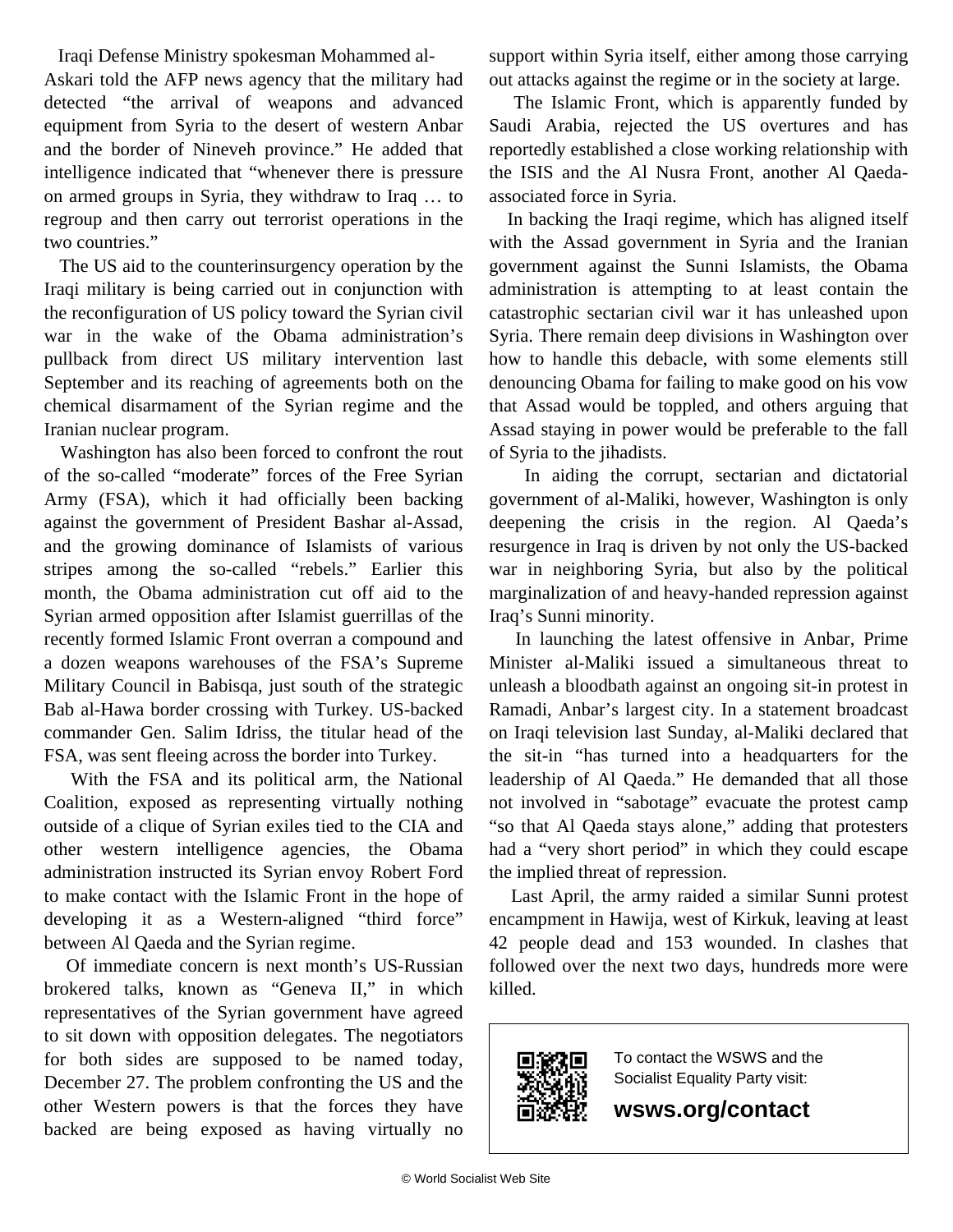Iraqi Defense Ministry spokesman Mohammed al-Askari told the AFP news agency that the military had detected "the arrival of weapons and advanced equipment from Syria to the desert of western Anbar and the border of Nineveh province." He added that intelligence indicated that "whenever there is pressure on armed groups in Syria, they withdraw to Iraq … to regroup and then carry out terrorist operations in the two countries."

The US aid to the counterinsurgency operation by the Iraqi military is being carried out in conjunction with the reconfiguration of US policy toward the Syrian civil war in the wake of the Obama administration's pullback from direct US military intervention last September and its reaching of agreements both on the chemical disarmament of the Syrian regime and the Iranian nuclear program.

Washington has also been forced to confront the rout of the so-called "moderate" forces of the Free Syrian Army (FSA), which it had officially been backing against the government of President Bashar al-Assad, and the growing dominance of Islamists of various stripes among the so-called "rebels." Earlier this month, the Obama administration cut off aid to the Syrian armed opposition after Islamist guerrillas of the recently formed Islamic Front overran a compound and a dozen weapons warehouses of the FSA's Supreme Military Council in Babisqa, just south of the strategic Bab al-Hawa border crossing with Turkey. US-backed commander Gen. Salim Idriss, the titular head of the FSA, was sent fleeing across the border into Turkey.

With the FSA and its political arm, the National Coalition, exposed as representing virtually nothing outside of a clique of Syrian exiles tied to the CIA and other western intelligence agencies, the Obama administration instructed its Syrian envoy Robert Ford to make contact with the Islamic Front in the hope of developing it as a Western-aligned "third force" between Al Qaeda and the Syrian regime.

Of immediate concern is next month's US-Russian brokered talks, known as "Geneva II," in which representatives of the Syrian government have agreed to sit down with opposition delegates. The negotiators for both sides are supposed to be named today, December 27. The problem confronting the US and the other Western powers is that the forces they have backed are being exposed as having virtually no support within Syria itself, either among those carrying out attacks against the regime or in the society at large.

The Islamic Front, which is apparently funded by Saudi Arabia, rejected the US overtures and has reportedly established a close working relationship with the ISIS and the Al Nusra Front, another Al Qaeda-associated force in Syria.

In backing the Iraqi regime, which has aligned itself with the Assad government in Syria and the Iranian government against the Sunni Islamists, the Obama administration is attempting to at least contain the catastrophic sectarian civil war it has unleashed upon Syria. There remain deep divisions in Washington over how to handle this debacle, with some elements still denouncing Obama for failing to make good on his vow that Assad would be toppled, and others arguing that Assad staying in power would be preferable to the fall of Syria to the jihadists.

In aiding the corrupt, sectarian and dictatorial government of al-Maliki, however, Washington is only deepening the crisis in the region. Al Qaeda's resurgence in Iraq is driven by not only the US-backed war in neighboring Syria, but also by the political marginalization of and heavy-handed repression against Iraq's Sunni minority.

In launching the latest offensive in Anbar, Prime Minister al-Maliki issued a simultaneous threat to unleash a bloodbath against an ongoing sit-in protest in Ramadi, Anbar's largest city. In a statement broadcast on Iraqi television last Sunday, al-Maliki declared that the sit-in "has turned into a headquarters for the leadership of Al Qaeda." He demanded that all those not involved in "sabotage" evacuate the protest camp "so that Al Qaeda stays alone," adding that protesters had a "very short period" in which they could escape the implied threat of repression.

Last April, the army raided a similar Sunni protest encampment in Hawija, west of Kirkuk, leaving at least 42 people dead and 153 wounded. In clashes that followed over the next two days, hundreds more were killed.

To contact the WSWS and the Socialist Equality Party visit:

**wsws.org/contact**